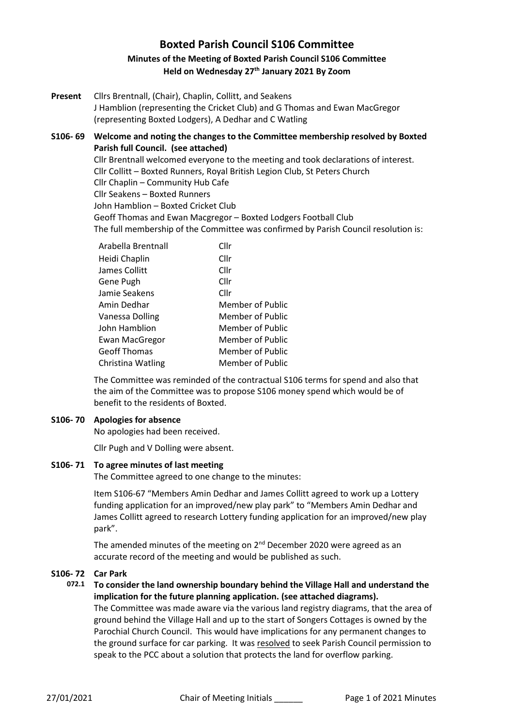# Boxted Parish Council S106 Committee

## Minutes of the Meeting of Boxted Parish Council S106 Committee

## Held on Wednesday 27th January 2021 By Zoom

**Present** Cllrs Brentnall, (Chair), Chaplin, Collitt, and Seakens
J Hamblion (representing the Cricket Club) and G Thomas and Ewan MacGregor (representing Boxted Lodgers), A Dedhar and C Watling

**S106- 69 Welcome and noting the changes to the Committee membership resolved by Boxted Parish full Council. (see attached)**

Cllr Brentnall welcomed everyone to the meeting and took declarations of interest.
Cllr Collitt – Boxted Runners, Royal British Legion Club, St Peters Church
Cllr Chaplin – Community Hub Cafe
Cllr Seakens – Boxted Runners
John Hamblion – Boxted Cricket Club
Geoff Thomas and Ewan Macgregor – Boxted Lodgers Football Club
The full membership of the Committee was confirmed by Parish Council resolution is:

| | |
|---|---|
| Arabella Brentnall | Cllr |
| Heidi Chaplin | Cllr |
| James Collitt | Cllr |
| Gene Pugh | Cllr |
| Jamie Seakens | Cllr |
| Amin Dedhar | Member of Public |
| Vanessa Dolling | Member of Public |
| John Hamblion | Member of Public |
| Ewan MacGregor | Member of Public |
| Geoff Thomas | Member of Public |
| Christina Watling | Member of Public |

The Committee was reminded of the contractual S106 terms for spend and also that the aim of the Committee was to propose S106 money spend which would be of benefit to the residents of Boxted.

**S106- 70 Apologies for absence**

No apologies had been received.

Cllr Pugh and V Dolling were absent.

**S106- 71 To agree minutes of last meeting**

The Committee agreed to one change to the minutes:

Item S106-67 "Members Amin Dedhar and James Collitt agreed to work up a Lottery funding application for an improved/new play park" to "Members Amin Dedhar and James Collitt agreed to research Lottery funding application for an improved/new play park".

The amended minutes of the meeting on 2nd December 2020 were agreed as an accurate record of the meeting and would be published as such.

**S106- 72 Car Park**

**072.1 To consider the land ownership boundary behind the Village Hall and understand the implication for the future planning application. (see attached diagrams).**

The Committee was made aware via the various land registry diagrams, that the area of ground behind the Village Hall and up to the start of Songers Cottages is owned by the Parochial Church Council. This would have implications for any permanent changes to the ground surface for car parking. It was resolved to seek Parish Council permission to speak to the PCC about a solution that protects the land for overflow parking.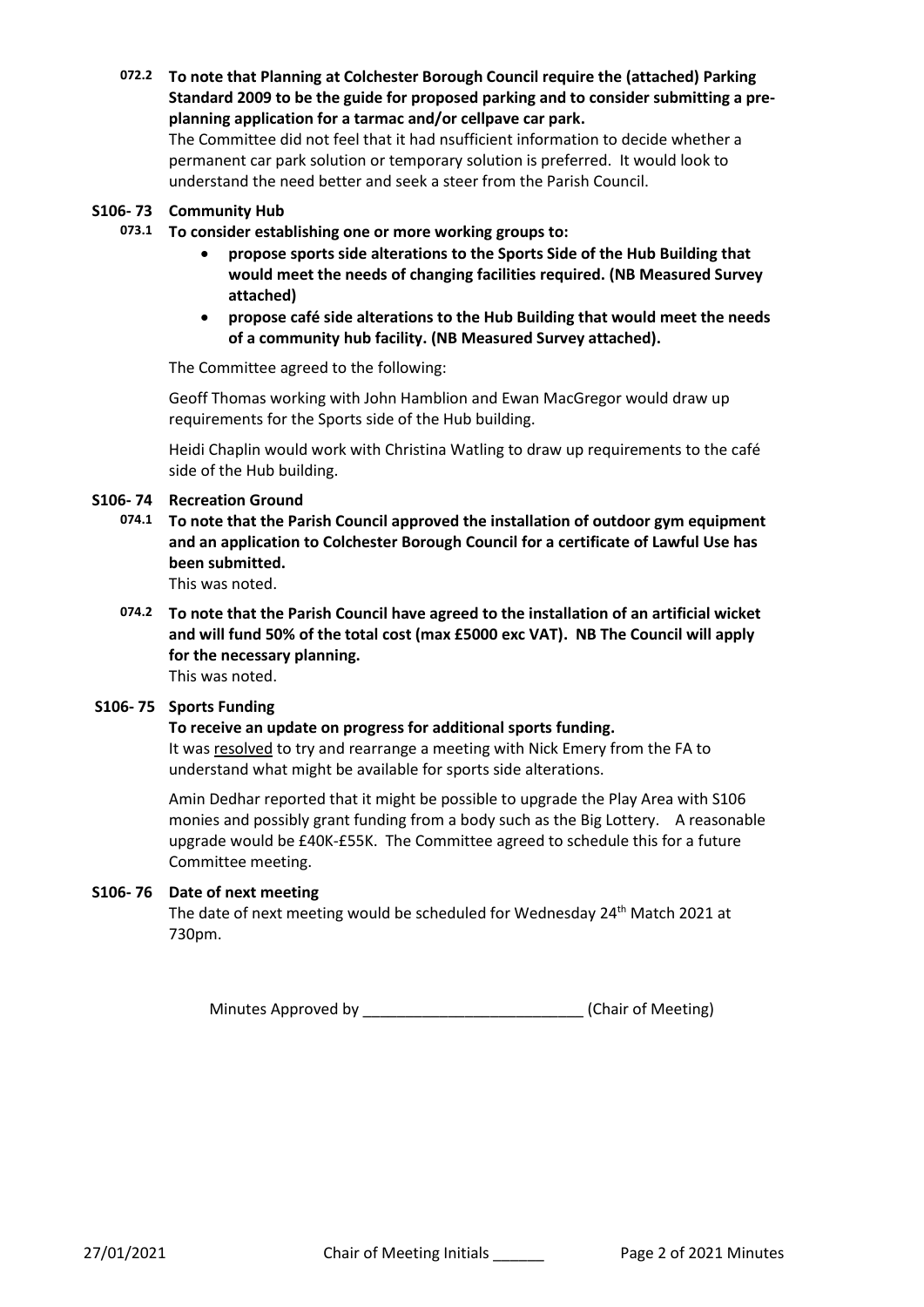**072.2 To note that Planning at Colchester Borough Council require the (attached) Parking Standard 2009 to be the guide for proposed parking and to consider submitting a pre-planning application for a tarmac and/or cellpave car park.**

The Committee did not feel that it had nsufficient information to decide whether a permanent car park solution or temporary solution is preferred. It would look to understand the need better and seek a steer from the Parish Council.

## S106- 73 Community Hub

**073.1 To consider establishing one or more working groups to:**

- **propose sports side alterations to the Sports Side of the Hub Building that would meet the needs of changing facilities required. (NB Measured Survey attached)**
- **propose café side alterations to the Hub Building that would meet the needs of a community hub facility. (NB Measured Survey attached).**

The Committee agreed to the following:

Geoff Thomas working with John Hamblion and Ewan MacGregor would draw up requirements for the Sports side of the Hub building.

Heidi Chaplin would work with Christina Watling to draw up requirements to the café side of the Hub building.

## S106- 74 Recreation Ground

**074.1 To note that the Parish Council approved the installation of outdoor gym equipment and an application to Colchester Borough Council for a certificate of Lawful Use has been submitted.**

This was noted.

**074.2 To note that the Parish Council have agreed to the installation of an artificial wicket and will fund 50% of the total cost (max £5000 exc VAT). NB The Council will apply for the necessary planning.**

This was noted.

## S106- 75 Sports Funding

**To receive an update on progress for additional sports funding.**

It was resolved to try and rearrange a meeting with Nick Emery from the FA to understand what might be available for sports side alterations.

Amin Dedhar reported that it might be possible to upgrade the Play Area with S106 monies and possibly grant funding from a body such as the Big Lottery. A reasonable upgrade would be £40K-£55K. The Committee agreed to schedule this for a future Committee meeting.

## S106- 76 Date of next meeting

The date of next meeting would be scheduled for Wednesday 24th Match 2021 at 730pm.

Minutes Approved by __________________________ (Chair of Meeting)

27/01/2021 Chair of Meeting Initials ______